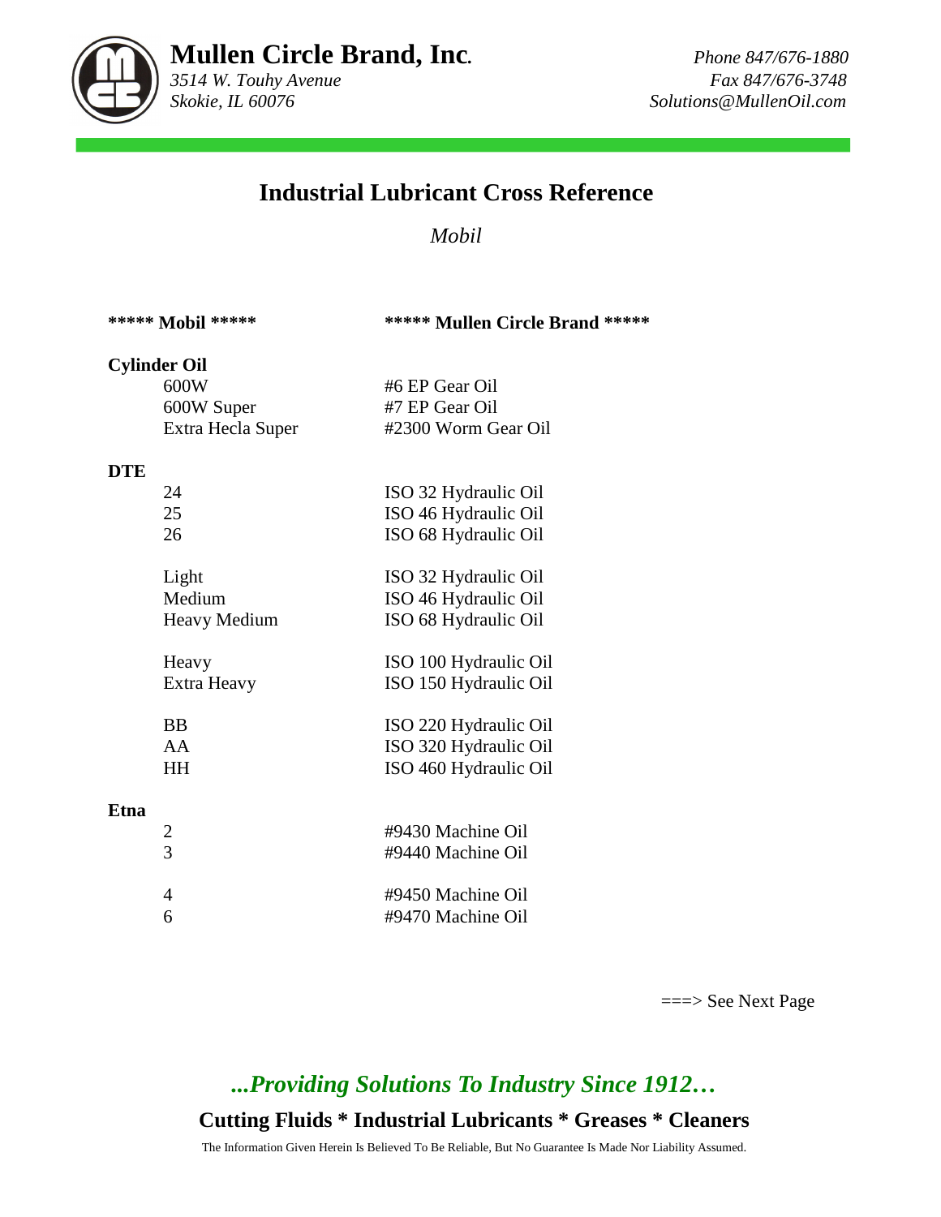# Mullen Circle Brand, Inc.

*3514 W. Touhy Avenue*
*Skokie, IL 60076*

*Phone 847/676-1880*
*Fax 847/676-3748*
*Solutions@MullenOil.com*

## Industrial Lubricant Cross Reference

*Mobil*

| ***** Mobil ***** | ***** Mullen Circle Brand ***** |
|---|---|
| **Cylinder Oil** | |
| 600W | #6 EP Gear Oil |
| 600W Super | #7 EP Gear Oil |
| Extra Hecla Super | #2300 Worm Gear Oil |
| **DTE** | |
| 24 | ISO 32 Hydraulic Oil |
| 25 | ISO 46 Hydraulic Oil |
| 26 | ISO 68 Hydraulic Oil |
| Light | ISO 32 Hydraulic Oil |
| Medium | ISO 46 Hydraulic Oil |
| Heavy Medium | ISO 68 Hydraulic Oil |
| Heavy | ISO 100 Hydraulic Oil |
| Extra Heavy | ISO 150 Hydraulic Oil |
| BB | ISO 220 Hydraulic Oil |
| AA | ISO 320 Hydraulic Oil |
| HH | ISO 460 Hydraulic Oil |
| **Etna** | |
| 2 | #9430 Machine Oil |
| 3 | #9440 Machine Oil |
| 4 | #9450 Machine Oil |
| 6 | #9470 Machine Oil |

===> See Next Page

***...Providing Solutions To Industry Since 1912…***

**Cutting Fluids * Industrial Lubricants * Greases * Cleaners**

The Information Given Herein Is Believed To Be Reliable, But No Guarantee Is Made Nor Liability Assumed.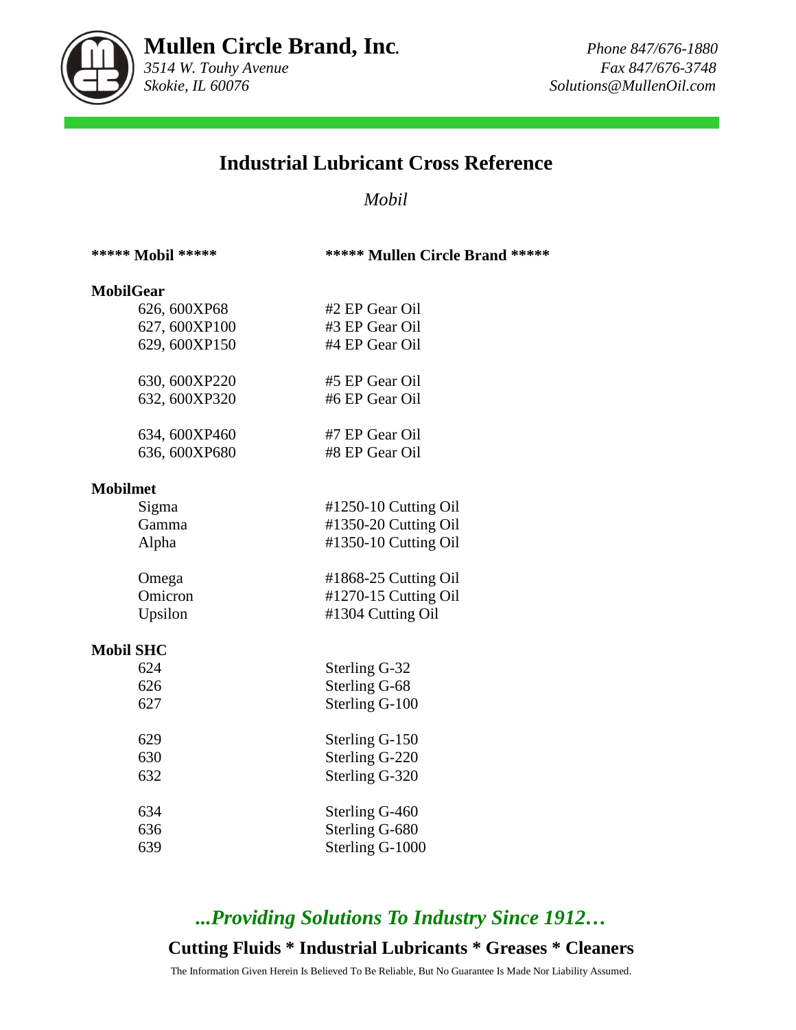# Mullen Circle Brand, Inc.

*3514 W. Touhy Avenue*
*Skokie, IL 60076*

*Phone 847/676-1880*
*Fax 847/676-3748*
*Solutions@MullenOil.com*

## Industrial Lubricant Cross Reference

*Mobil*

| ***** Mobil ***** | ***** Mullen Circle Brand ***** |
|---|---|
| **MobilGear** | |
| 626, 600XP68 | #2 EP Gear Oil |
| 627, 600XP100 | #3 EP Gear Oil |
| 629, 600XP150 | #4 EP Gear Oil |
| 630, 600XP220 | #5 EP Gear Oil |
| 632, 600XP320 | #6 EP Gear Oil |
| 634, 600XP460 | #7 EP Gear Oil |
| 636, 600XP680 | #8 EP Gear Oil |
| **Mobilmet** | |
| Sigma | #1250-10 Cutting Oil |
| Gamma | #1350-20 Cutting Oil |
| Alpha | #1350-10 Cutting Oil |
| Omega | #1868-25 Cutting Oil |
| Omicron | #1270-15 Cutting Oil |
| Upsilon | #1304 Cutting Oil |
| **Mobil SHC** | |
| 624 | Sterling G-32 |
| 626 | Sterling G-68 |
| 627 | Sterling G-100 |
| 629 | Sterling G-150 |
| 630 | Sterling G-220 |
| 632 | Sterling G-320 |
| 634 | Sterling G-460 |
| 636 | Sterling G-680 |
| 639 | Sterling G-1000 |

***...Providing Solutions To Industry Since 1912…***

**Cutting Fluids * Industrial Lubricants * Greases * Cleaners**

The Information Given Herein Is Believed To Be Reliable, But No Guarantee Is Made Nor Liability Assumed.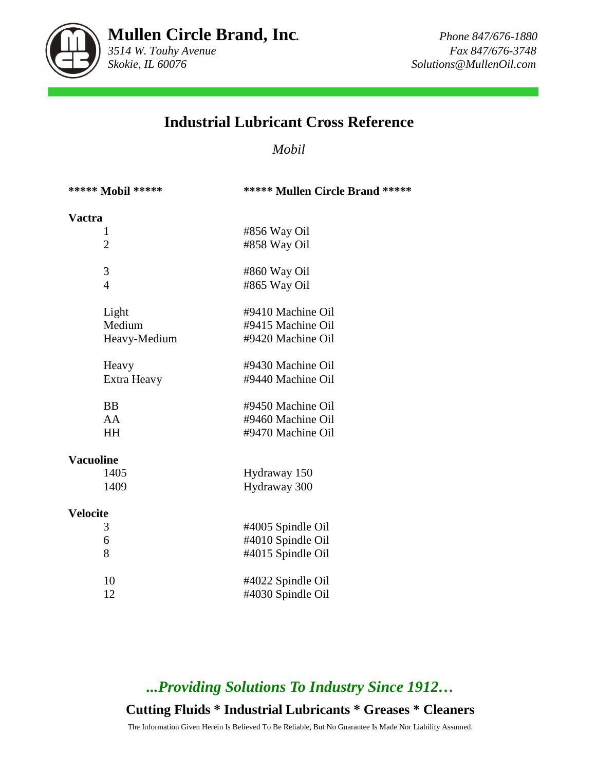**Mullen Circle Brand, Inc.**
*3514 W. Touhy Avenue*
*Skokie, IL 60076*

*Phone 847/676-1880*
*Fax 847/676-3748*
*Solutions@MullenOil.com*

# Industrial Lubricant Cross Reference

*Mobil*

| ***** Mobil ***** | ***** Mullen Circle Brand ***** |
|---|---|
| **Vactra** | |
| 1 | #856 Way Oil |
| 2 | #858 Way Oil |
| 3 | #860 Way Oil |
| 4 | #865 Way Oil |
| Light | #9410 Machine Oil |
| Medium | #9415 Machine Oil |
| Heavy-Medium | #9420 Machine Oil |
| Heavy | #9430 Machine Oil |
| Extra Heavy | #9440 Machine Oil |
| BB | #9450 Machine Oil |
| AA | #9460 Machine Oil |
| HH | #9470 Machine Oil |
| **Vacuoline** | |
| 1405 | Hydraway 150 |
| 1409 | Hydraway 300 |
| **Velocite** | |
| 3 | #4005 Spindle Oil |
| 6 | #4010 Spindle Oil |
| 8 | #4015 Spindle Oil |
| 10 | #4022 Spindle Oil |
| 12 | #4030 Spindle Oil |

*...Providing Solutions To Industry Since 1912…*

**Cutting Fluids * Industrial Lubricants * Greases * Cleaners**

The Information Given Herein Is Believed To Be Reliable, But No Guarantee Is Made Nor Liability Assumed.